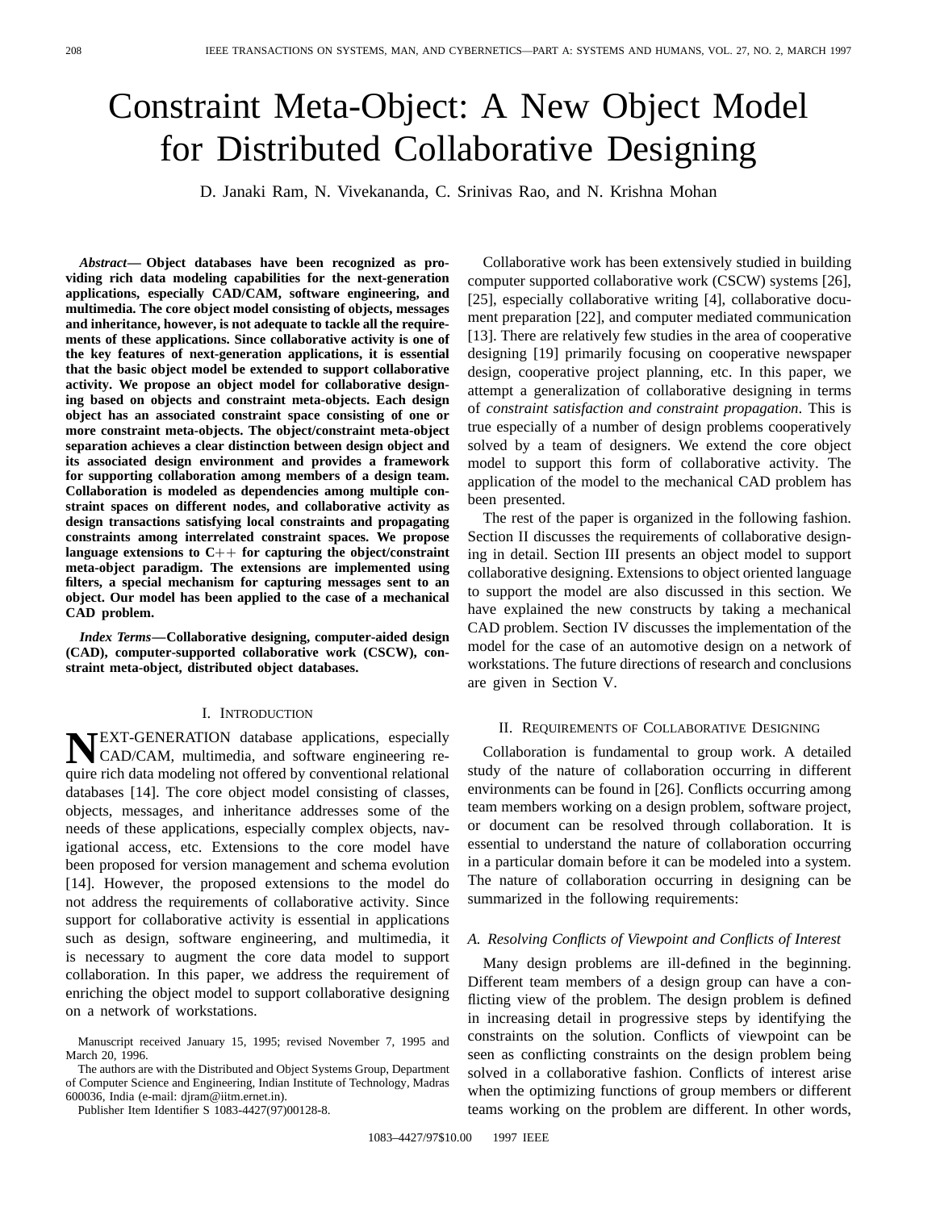# Constraint Meta-Object: A New Object Model for Distributed Collaborative Designing

D. Janaki Ram, N. Vivekananda, C. Srinivas Rao, and N. Krishna Mohan

***Abstract*— Object databases have been recognized as providing rich data modeling capabilities for the next-generation applications, especially CAD/CAM, software engineering, and multimedia. The core object model consisting of objects, messages and inheritance, however, is not adequate to tackle all the requirements of these applications. Since collaborative activity is one of the key features of next-generation applications, it is essential that the basic object model be extended to support collaborative activity. We propose an object model for collaborative designing based on objects and constraint meta-objects. Each design object has an associated constraint space consisting of one or more constraint meta-objects. The object/constraint meta-object separation achieves a clear distinction between design object and its associated design environment and provides a framework for supporting collaboration among members of a design team. Collaboration is modeled as dependencies among multiple constraint spaces on different nodes, and collaborative activity as design transactions satisfying local constraints and propagating constraints among interrelated constraint spaces. We propose language extensions to C++ for capturing the object/constraint meta-object paradigm. The extensions are implemented using filters, a special mechanism for capturing messages sent to an object. Our model has been applied to the case of a mechanical CAD problem.**

***Index Terms*—Collaborative designing, computer-aided design (CAD), computer-supported collaborative work (CSCW), constraint meta-object, distributed object databases.**

## I. Introduction

Next-generation database applications, especially CAD/CAM, multimedia, and software engineering require rich data modeling not offered by conventional relational databases [14]. The core object model consisting of classes, objects, messages, and inheritance addresses some of the needs of these applications, especially complex objects, navigational access, etc. Extensions to the core model have been proposed for version management and schema evolution [14]. However, the proposed extensions to the model do not address the requirements of collaborative activity. Since support for collaborative activity is essential in applications such as design, software engineering, and multimedia, it is necessary to augment the core data model to support collaboration. In this paper, we address the requirement of enriching the object model to support collaborative designing on a network of workstations.

Manuscript received January 15, 1995; revised November 7, 1995 and March 20, 1996.

The authors are with the Distributed and Object Systems Group, Department of Computer Science and Engineering, Indian Institute of Technology, Madras 600036, India (e-mail: djram@iitm.ernet.in).

Publisher Item Identifier S 1083-4427(97)00128-8.

Collaborative work has been extensively studied in building computer supported collaborative work (CSCW) systems [26], [25], especially collaborative writing [4], collaborative document preparation [22], and computer mediated communication [13]. There are relatively few studies in the area of cooperative designing [19] primarily focusing on cooperative newspaper design, cooperative project planning, etc. In this paper, we attempt a generalization of collaborative designing in terms of *constraint satisfaction and constraint propagation*. This is true especially of a number of design problems cooperatively solved by a team of designers. We extend the core object model to support this form of collaborative activity. The application of the model to the mechanical CAD problem has been presented.

The rest of the paper is organized in the following fashion. Section II discusses the requirements of collaborative designing in detail. Section III presents an object model to support collaborative designing. Extensions to object oriented language to support the model are also discussed in this section. We have explained the new constructs by taking a mechanical CAD problem. Section IV discusses the implementation of the model for the case of an automotive design on a network of workstations. The future directions of research and conclusions are given in Section V.

## II. Requirements of Collaborative Designing

Collaboration is fundamental to group work. A detailed study of the nature of collaboration occurring in different environments can be found in [26]. Conflicts occurring among team members working on a design problem, software project, or document can be resolved through collaboration. It is essential to understand the nature of collaboration occurring in a particular domain before it can be modeled into a system. The nature of collaboration occurring in designing can be summarized in the following requirements:

### A. Resolving Conflicts of Viewpoint and Conflicts of Interest

Many design problems are ill-defined in the beginning. Different team members of a design group can have a conflicting view of the problem. The design problem is defined in increasing detail in progressive steps by identifying the constraints on the solution. Conflicts of viewpoint can be seen as conflicting constraints on the design problem being solved in a collaborative fashion. Conflicts of interest arise when the optimizing functions of group members or different teams working on the problem are different. In other words,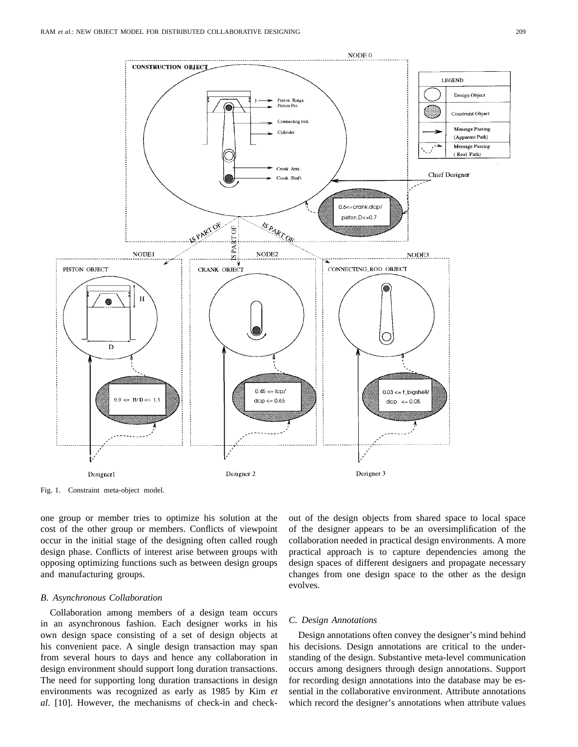Fig. 1. Constraint meta-object model.

one group or member tries to optimize his solution at the cost of the other group or members. Conflicts of viewpoint occur in the initial stage of the designing often called rough design phase. Conflicts of interest arise between groups with opposing optimizing functions such as between design groups and manufacturing groups.

### B. Asynchronous Collaboration

Collaboration among members of a design team occurs in an asynchronous fashion. Each designer works in his own design space consisting of a set of design objects at his convenient pace. A single design transaction may span from several hours to days and hence any collaboration in design environment should support long duration transactions. The need for supporting long duration transactions in design environments was recognized as early as 1985 by Kim *et al*. [10]. However, the mechanisms of check-in and check-out of the design objects from shared space to local space of the designer appears to be an oversimplification of the collaboration needed in practical design environments. A more practical approach is to capture dependencies among the design spaces of different designers and propagate necessary changes from one design space to the other as the design evolves.

### C. Design Annotations

Design annotations often convey the designer's mind behind his decisions. Design annotations are critical to the understanding of the design. Substantive meta-level communication occurs among designers through design annotations. Support for recording design annotations into the database may be essential in the collaborative environment. Attribute annotations which record the designer's annotations when attribute values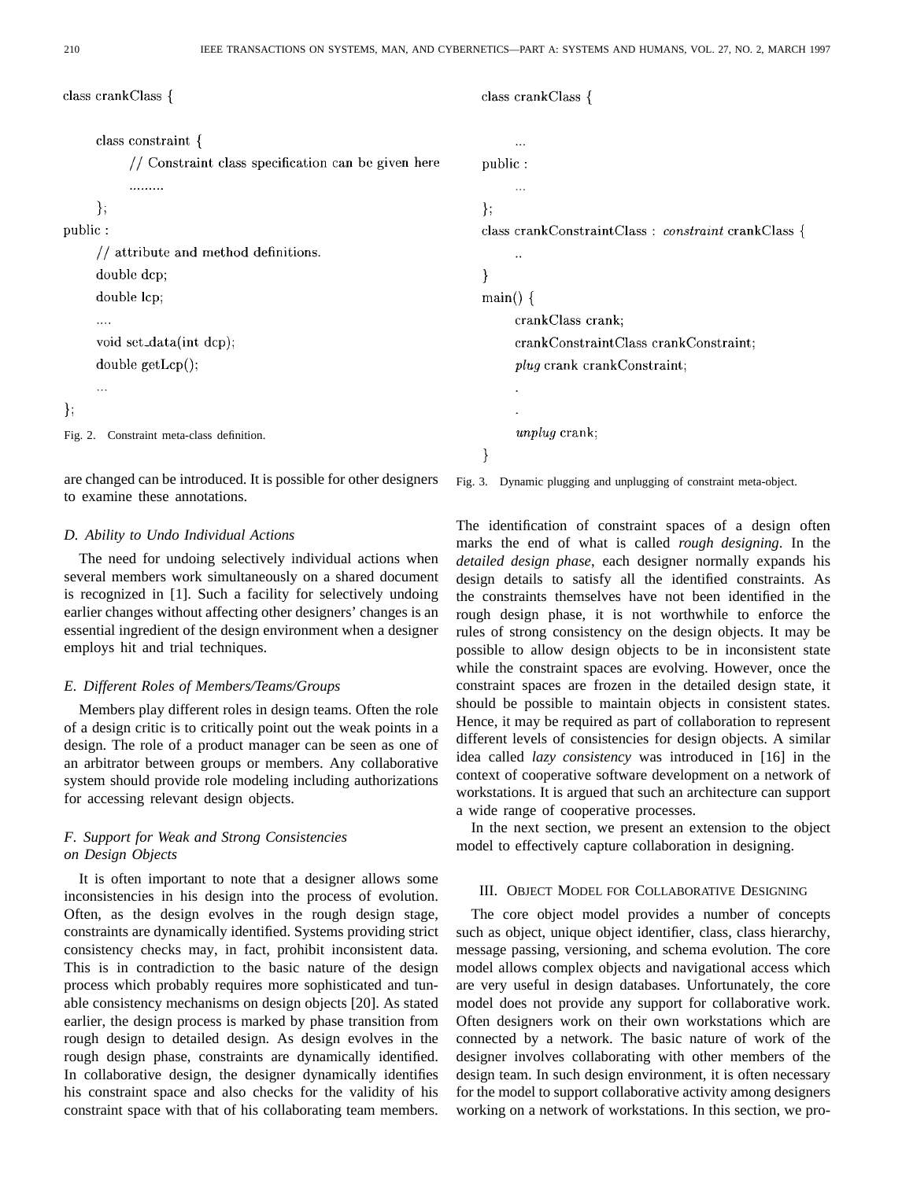```
class crankClass {

    class constraint {
        // Constraint class specification can be given here
        .........
    };
public :
    // attribute and method definitions.
    double dcp;
    double lcp;
    ....
    void set_data(int dcp);
    double getLcp();
    ...
};
```

Fig. 2. Constraint meta-class definition.

are changed can be introduced. It is possible for other designers to examine these annotations.

### D. Ability to Undo Individual Actions

The need for undoing selectively individual actions when several members work simultaneously on a shared document is recognized in [1]. Such a facility for selectively undoing earlier changes without affecting other designers' changes is an essential ingredient of the design environment when a designer employs hit and trial techniques.

### E. Different Roles of Members/Teams/Groups

Members play different roles in design teams. Often the role of a design critic is to critically point out the weak points in a design. The role of a product manager can be seen as one of an arbitrator between groups or members. Any collaborative system should provide role modeling including authorizations for accessing relevant design objects.

### F. Support for Weak and Strong Consistencies on Design Objects

It is often important to note that a designer allows some inconsistencies in his design into the process of evolution. Often, as the design evolves in the rough design stage, constraints are dynamically identified. Systems providing strict consistency checks may, in fact, prohibit inconsistent data. This is in contradiction to the basic nature of the design process which probably requires more sophisticated and tunable consistency mechanisms on design objects [20]. As stated earlier, the design process is marked by phase transition from rough design to detailed design. As design evolves in the rough design phase, constraints are dynamically identified. In collaborative design, the designer dynamically identifies his constraint space and also checks for the validity of his constraint space with that of his collaborating team members.

```
class crankClass {

    ...
public :
    ...
};
class crankConstraintClass : constraint crankClass {
    ..
}
main() {
    crankClass crank;
    crankConstraintClass crankConstraint;
    plug crank crankConstraint;
    .
    .
    unplug crank;
}
```

Fig. 3. Dynamic plugging and unplugging of constraint meta-object.

The identification of constraint spaces of a design often marks the end of what is called *rough designing*. In the *detailed design phase*, each designer normally expands his design details to satisfy all the identified constraints. As the constraints themselves have not been identified in the rough design phase, it is not worthwhile to enforce the rules of strong consistency on the design objects. It may be possible to allow design objects to be in inconsistent state while the constraint spaces are evolving. However, once the constraint spaces are frozen in the detailed design state, it should be possible to maintain objects in consistent states. Hence, it may be required as part of collaboration to represent different levels of consistencies for design objects. A similar idea called *lazy consistency* was introduced in [16] in the context of cooperative software development on a network of workstations. It is argued that such an architecture can support a wide range of cooperative processes.

In the next section, we present an extension to the object model to effectively capture collaboration in designing.

## III. Object Model for Collaborative Designing

The core object model provides a number of concepts such as object, unique object identifier, class, class hierarchy, message passing, versioning, and schema evolution. The core model allows complex objects and navigational access which are very useful in design databases. Unfortunately, the core model does not provide any support for collaborative work. Often designers work on their own workstations which are connected by a network. The basic nature of work of the designer involves collaborating with other members of the design team. In such design environment, it is often necessary for the model to support collaborative activity among designers working on a network of workstations. In this section, we pro-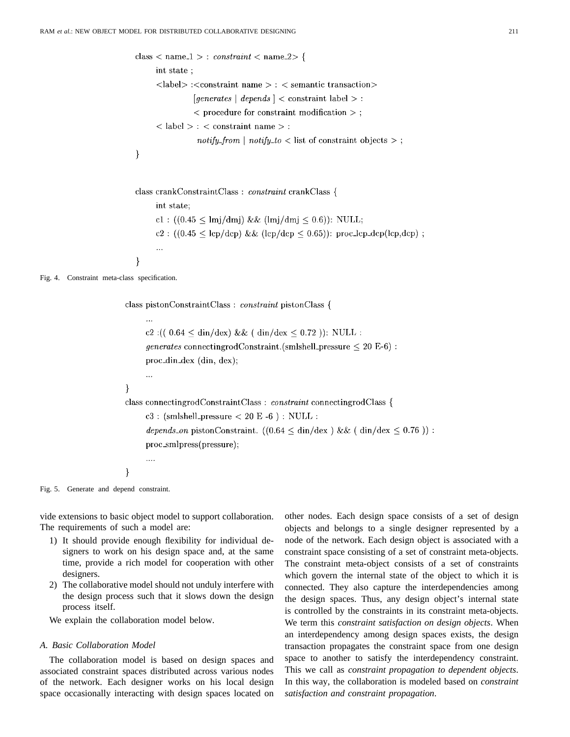```
class < name_1 > : constraint < name_2> {
      int state ;
      <label> :<constraint name > : < semantic transaction>
                  [generates | depends ] < constraint label > :
                  < procedure for constraint modification > ;
      < label > : < constraint name > :
                  notify_from | notify_to < list of constraint objects > ;
}


class crankConstraintClass : constraint crankClass {
      int state;
      c1 : ((0.45 ≤ lmj/dmj) && (lmj/dmj ≤ 0.6)): NULL;
      c2 : ((0.45 ≤ lcp/dcp) && (lcp/dcp ≤ 0.65)): proc_lcp_dcp(lcp,dcp) ;
      ...
}
```

Fig. 4. Constraint meta-class specification.

```
class pistonConstraintClass : constraint pistonClass {
      ...
      c2 :(( 0.64 ≤ din/dex) && ( din/dex ≤ 0.72 )): NULL :
      generates connectingrodConstraint.(smlshell_pressure ≤ 20 E-6) :
      proc_din_dex (din, dex);
      ...
}
class connectingrodConstraintClass : constraint connectingrodClass {
      c3 : (smlshell_pressure < 20 E -6 ) : NULL :
      depends_on pistonConstraint. ((0.64 ≤ din/dex ) && ( din/dex ≤ 0.76 )) :
      proc_smlpress(pressure);
      ....
}
```

Fig. 5. Generate and depend constraint.

vide extensions to basic object model to support collaboration. The requirements of such a model are:

1) It should provide enough flexibility for individual designers to work on his design space and, at the same time, provide a rich model for cooperation with other designers.
2) The collaborative model should not unduly interfere with the design process such that it slows down the design process itself.

We explain the collaboration model below.

### A. Basic Collaboration Model

The collaboration model is based on design spaces and associated constraint spaces distributed across various nodes of the network. Each designer works on his local design space occasionally interacting with design spaces located on other nodes. Each design space consists of a set of design objects and belongs to a single designer represented by a node of the network. Each design object is associated with a constraint space consisting of a set of constraint meta-objects. The constraint meta-object consists of a set of constraints which govern the internal state of the object to which it is connected. They also capture the interdependencies among the design spaces. Thus, any design object's internal state is controlled by the constraints in its constraint meta-objects. We term this *constraint satisfaction on design objects*. When an interdependency among design spaces exists, the design transaction propagates the constraint space from one design space to another to satisfy the interdependency constraint. This we call as *constraint propagation to dependent objects*. In this way, the collaboration is modeled based on *constraint satisfaction and constraint propagation*.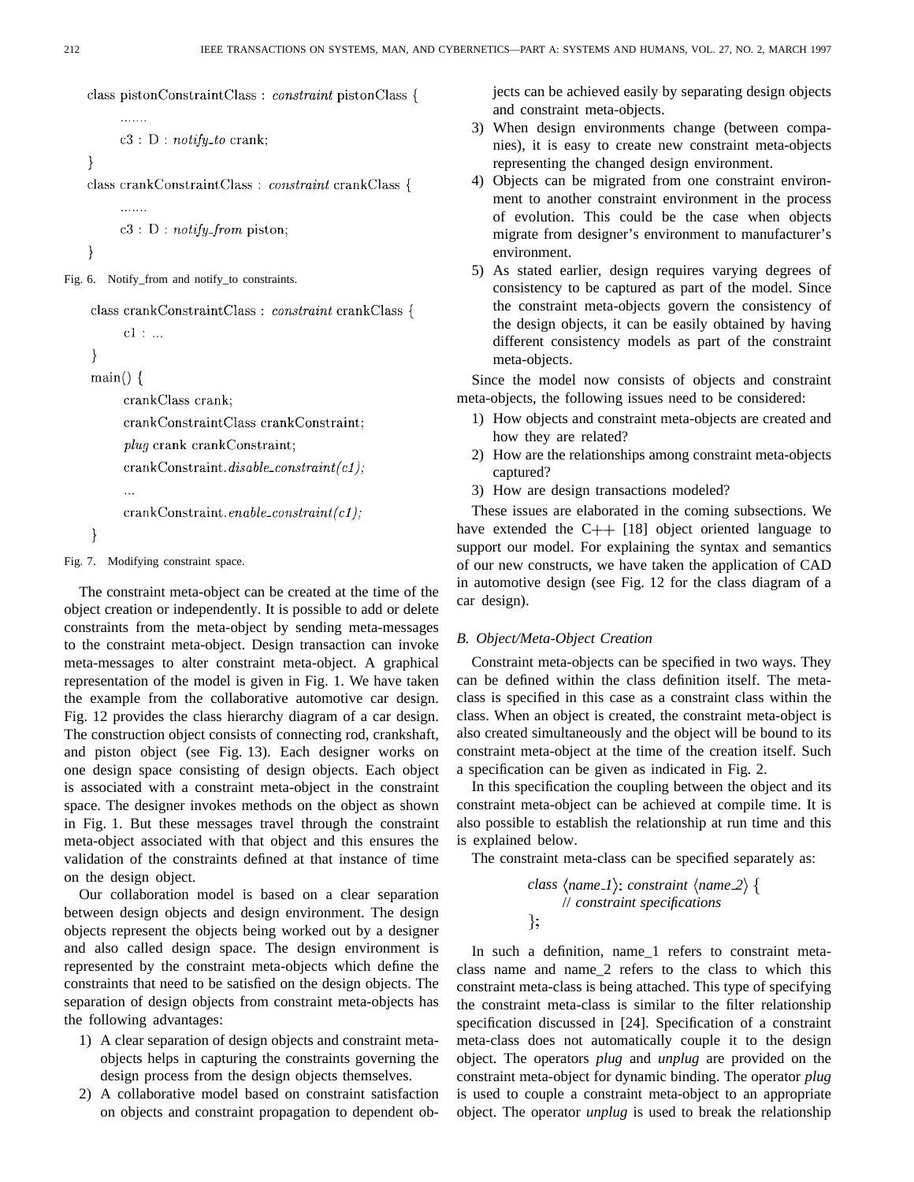```
class pistonConstraintClass : constraint pistonClass {
    .......
    c3 : D : notify_to crank;
}
class crankConstraintClass : constraint crankClass {
    .......
    c3 : D : notify_from piston;
}
```

Fig. 6. Notify_from and notify_to constraints.

```
class crankConstraintClass : constraint crankClass {
    c1 : ...
}
main() {
    crankClass crank;
    crankConstraintClass crankConstraint;
    plug crank crankConstraint;
    crankConstraint.disable_constraint(c1);
    ...
    crankConstraint.enable_constraint(c1);
}
```

Fig. 7. Modifying constraint space.

The constraint meta-object can be created at the time of the object creation or independently. It is possible to add or delete constraints from the meta-object by sending meta-messages to the constraint meta-object. Design transaction can invoke meta-messages to alter constraint meta-object. A graphical representation of the model is given in Fig. 1. We have taken the example from the collaborative automotive car design. Fig. 12 provides the class hierarchy diagram of a car design. The construction object consists of connecting rod, crankshaft, and piston object (see Fig. 13). Each designer works on one design space consisting of design objects. Each object is associated with a constraint meta-object in the constraint space. The designer invokes methods on the object as shown in Fig. 1. But these messages travel through the constraint meta-object associated with that object and this ensures the validation of the constraints defined at that instance of time on the design object.

Our collaboration model is based on a clear separation between design objects and design environment. The design objects represent the objects being worked out by a designer and also called design space. The design environment is represented by the constraint meta-objects which define the constraints that need to be satisfied on the design objects. The separation of design objects from constraint meta-objects has the following advantages:

1) A clear separation of design objects and constraint meta-objects helps in capturing the constraints governing the design process from the design objects themselves.
2) A collaborative model based on constraint satisfaction on objects and constraint propagation to dependent objects can be achieved easily by separating design objects and constraint meta-objects.
3) When design environments change (between companies), it is easy to create new constraint meta-objects representing the changed design environment.
4) Objects can be migrated from one constraint environment to another constraint environment in the process of evolution. This could be the case when objects migrate from designer's environment to manufacturer's environment.
5) As stated earlier, design requires varying degrees of consistency to be captured as part of the model. Since the constraint meta-objects govern the consistency of the design objects, it can be easily obtained by having different consistency models as part of the constraint meta-objects.

Since the model now consists of objects and constraint meta-objects, the following issues need to be considered:

1) How objects and constraint meta-objects are created and how they are related?
2) How are the relationships among constraint meta-objects captured?
3) How are design transactions modeled?

These issues are elaborated in the coming subsections. We have extended the C++ [18] object oriented language to support our model. For explaining the syntax and semantics of our new constructs, we have taken the application of CAD in automotive design (see Fig. 12 for the class diagram of a car design).

### B. Object/Meta-Object Creation

Constraint meta-objects can be specified in two ways. They can be defined within the class definition itself. The meta-class is specified in this case as a constraint class within the class. When an object is created, the constraint meta-object is also created simultaneously and the object will be bound to its constraint meta-object at the time of the creation itself. Such a specification can be given as indicated in Fig. 2.

In this specification the coupling between the object and its constraint meta-object can be achieved at compile time. It is also possible to establish the relationship at run time and this is explained below.

The constraint meta-class can be specified separately as:

```
class ⟨name_1⟩: constraint ⟨name_2⟩ {
    // constraint specifications
};
```

In such a definition, name_1 refers to constraint meta-class name and name_2 refers to the class to which this constraint meta-class is being attached. This type of specifying the constraint meta-class is similar to the filter relationship specification discussed in [24]. Specification of a constraint meta-class does not automatically couple it to the design object. The operators *plug* and *unplug* are provided on the constraint meta-object for dynamic binding. The operator *plug* is used to couple a constraint meta-object to an appropriate object. The operator *unplug* is used to break the relationship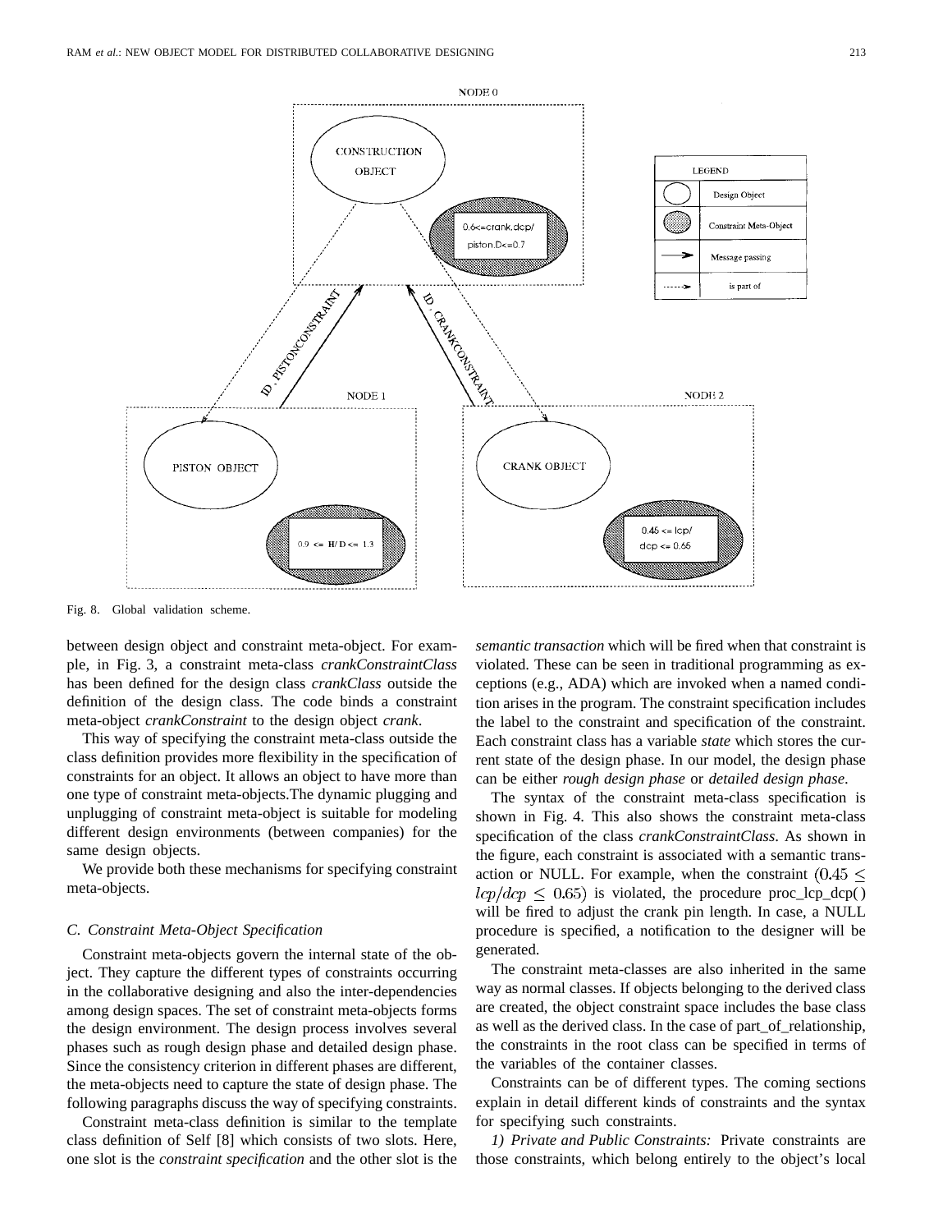NODE 0

CONSTRUCTION OBJECT

0.6<=crank.dcp/ piston.D<=0.7

LEGEND

Design Object

Constraint Meta-Object

Message passing

is part of

ID, PISTONCONSTRAINT

ID, CRANKCONSTRAINT

NODE 1

NODE 2

PISTON OBJECT

0.9 <= H/D <= 1.3

CRANK OBJECT

0.45 <= lcp/ dcp <= 0.66

Fig. 8. Global validation scheme.

between design object and constraint meta-object. For example, in Fig. 3, a constraint meta-class *crankConstraintClass* has been defined for the design class *crankClass* outside the definition of the design class. The code binds a constraint meta-object *crankConstraint* to the design object *crank*.

This way of specifying the constraint meta-class outside the class definition provides more flexibility in the specification of constraints for an object. It allows an object to have more than one type of constraint meta-objects.The dynamic plugging and unplugging of constraint meta-object is suitable for modeling different design environments (between companies) for the same design objects.

We provide both these mechanisms for specifying constraint meta-objects.

### C. Constraint Meta-Object Specification

Constraint meta-objects govern the internal state of the object. They capture the different types of constraints occurring in the collaborative designing and also the inter-dependencies among design spaces. The set of constraint meta-objects forms the design environment. The design process involves several phases such as rough design phase and detailed design phase. Since the consistency criterion in different phases are different, the meta-objects need to capture the state of design phase. The following paragraphs discuss the way of specifying constraints.

Constraint meta-class definition is similar to the template class definition of Self [8] which consists of two slots. Here, one slot is the *constraint specification* and the other slot is the *semantic transaction* which will be fired when that constraint is violated. These can be seen in traditional programming as exceptions (e.g., ADA) which are invoked when a named condition arises in the program. The constraint specification includes the label to the constraint and specification of the constraint. Each constraint class has a variable *state* which stores the current state of the design phase. In our model, the design phase can be either *rough design phase* or *detailed design phase*.

The syntax of the constraint meta-class specification is shown in Fig. 4. This also shows the constraint meta-class specification of the class *crankConstraintClass*. As shown in the figure, each constraint is associated with a semantic transaction or NULL. For example, when the constraint $(0.45 \leq lcp/dcp \leq 0.65)$ is violated, the procedure proc_lcp_dcp() will be fired to adjust the crank pin length. In case, a NULL procedure is specified, a notification to the designer will be generated.

The constraint meta-classes are also inherited in the same way as normal classes. If objects belonging to the derived class are created, the object constraint space includes the base class as well as the derived class. In the case of part_of_relationship, the constraints in the root class can be specified in terms of the variables of the container classes.

Constraints can be of different types. The coming sections explain in detail different kinds of constraints and the syntax for specifying such constraints.

*1) Private and Public Constraints:* Private constraints are those constraints, which belong entirely to the object's local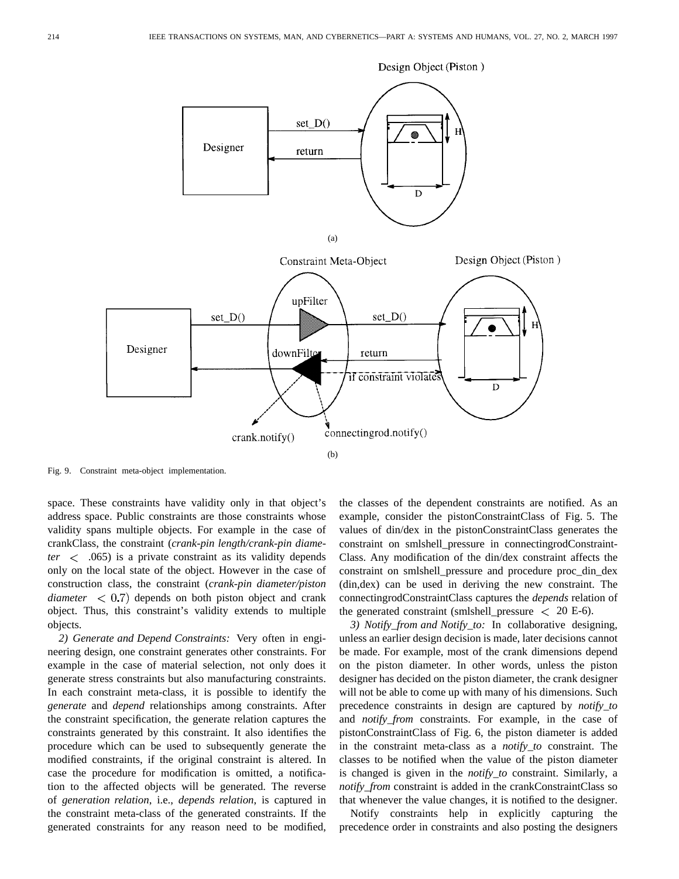Fig. 9. Constraint meta-object implementation.

space. These constraints have validity only in that object's address space. Public constraints are those constraints whose validity spans multiple objects. For example in the case of crankClass, the constraint (*crank-pin length/crank-pin diameter* $< .065$) is a private constraint as its validity depends only on the local state of the object. However in the case of construction class, the constraint (*crank-pin diameter/piston diameter* $< 0.7$) depends on both piston object and crank object. Thus, this constraint's validity extends to multiple objects.

*2) Generate and Depend Constraints:* Very often in engineering design, one constraint generates other constraints. For example in the case of material selection, not only does it generate stress constraints but also manufacturing constraints. In each constraint meta-class, it is possible to identify the *generate* and *depend* relationships among constraints. After the constraint specification, the generate relation captures the constraints generated by this constraint. It also identifies the procedure which can be used to subsequently generate the modified constraints, if the original constraint is altered. In case the procedure for modification is omitted, a notification to the affected objects will be generated. The reverse of *generation relation*, i.e., *depends relation*, is captured in the constraint meta-class of the generated constraints. If the generated constraints for any reason need to be modified, the classes of the dependent constraints are notified. As an example, consider the pistonConstraintClass of Fig. 5. The values of din/dex in the pistonConstraintClass generates the constraint on smlshell_pressure in connectingrodConstraintClass. Any modification of the din/dex constraint affects the constraint on smlshell_pressure and procedure proc_din_dex (din,dex) can be used in deriving the new constraint. The connectingrodConstraintClass captures the *depends* relation of the generated constraint (smlshell_pressure $<$ 20 E-6).

*3) Notify_from and Notify_to:* In collaborative designing, unless an earlier design decision is made, later decisions cannot be made. For example, most of the crank dimensions depend on the piston diameter. In other words, unless the piston designer has decided on the piston diameter, the crank designer will not be able to come up with many of his dimensions. Such precedence constraints in design are captured by *notify_to* and *notify_from* constraints. For example, in the case of pistonConstraintClass of Fig. 6, the piston diameter is added in the constraint meta-class as a *notify_to* constraint. The classes to be notified when the value of the piston diameter is changed is given in the *notify_to* constraint. Similarly, a *notify_from* constraint is added in the crankConstraintClass so that whenever the value changes, it is notified to the designer.

Notify constraints help in explicitly capturing the precedence order in constraints and also posting the designers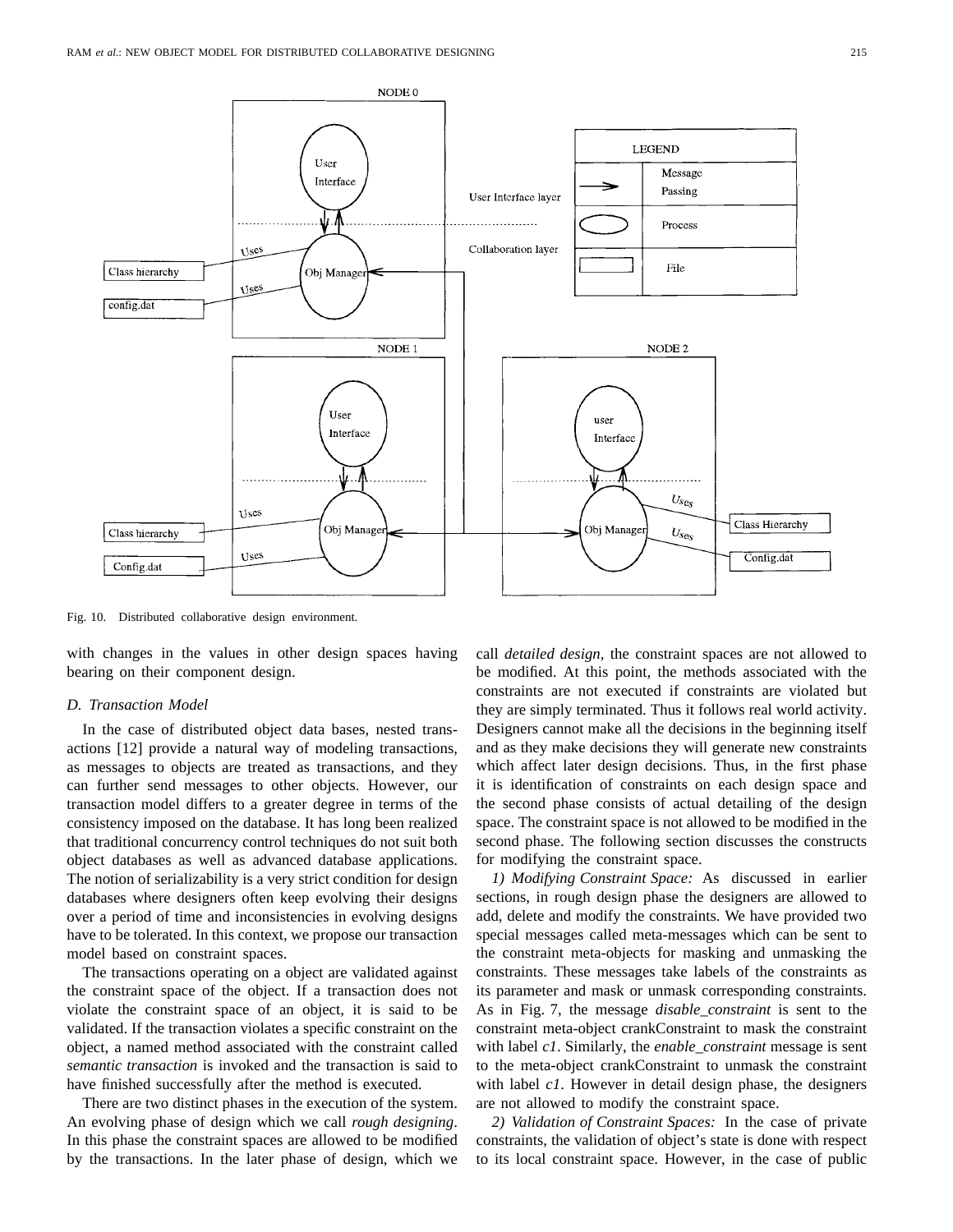Fig. 10. Distributed collaborative design environment.

with changes in the values in other design spaces having bearing on their component design.

### D. Transaction Model

In the case of distributed object data bases, nested transactions [12] provide a natural way of modeling transactions, as messages to objects are treated as transactions, and they can further send messages to other objects. However, our transaction model differs to a greater degree in terms of the consistency imposed on the database. It has long been realized that traditional concurrency control techniques do not suit both object databases as well as advanced database applications. The notion of serializability is a very strict condition for design databases where designers often keep evolving their designs over a period of time and inconsistencies in evolving designs have to be tolerated. In this context, we propose our transaction model based on constraint spaces.

The transactions operating on a object are validated against the constraint space of the object. If a transaction does not violate the constraint space of an object, it is said to be validated. If the transaction violates a specific constraint on the object, a named method associated with the constraint called *semantic transaction* is invoked and the transaction is said to have finished successfully after the method is executed.

There are two distinct phases in the execution of the system. An evolving phase of design which we call *rough designing*. In this phase the constraint spaces are allowed to be modified by the transactions. In the later phase of design, which we call *detailed design*, the constraint spaces are not allowed to be modified. At this point, the methods associated with the constraints are not executed if constraints are violated but they are simply terminated. Thus it follows real world activity. Designers cannot make all the decisions in the beginning itself and as they make decisions they will generate new constraints which affect later design decisions. Thus, in the first phase it is identification of constraints on each design space and the second phase consists of actual detailing of the design space. The constraint space is not allowed to be modified in the second phase. The following section discusses the constructs for modifying the constraint space.

*1) Modifying Constraint Space:* As discussed in earlier sections, in rough design phase the designers are allowed to add, delete and modify the constraints. We have provided two special messages called meta-messages which can be sent to the constraint meta-objects for masking and unmasking the constraints. These messages take labels of the constraints as its parameter and mask or unmask corresponding constraints. As in Fig. 7, the message *disable_constraint* is sent to the constraint meta-object crankConstraint to mask the constraint with label *c1*. Similarly, the *enable_constraint* message is sent to the meta-object crankConstraint to unmask the constraint with label *c1*. However in detail design phase, the designers are not allowed to modify the constraint space.

*2) Validation of Constraint Spaces:* In the case of private constraints, the validation of object's state is done with respect to its local constraint space. However, in the case of public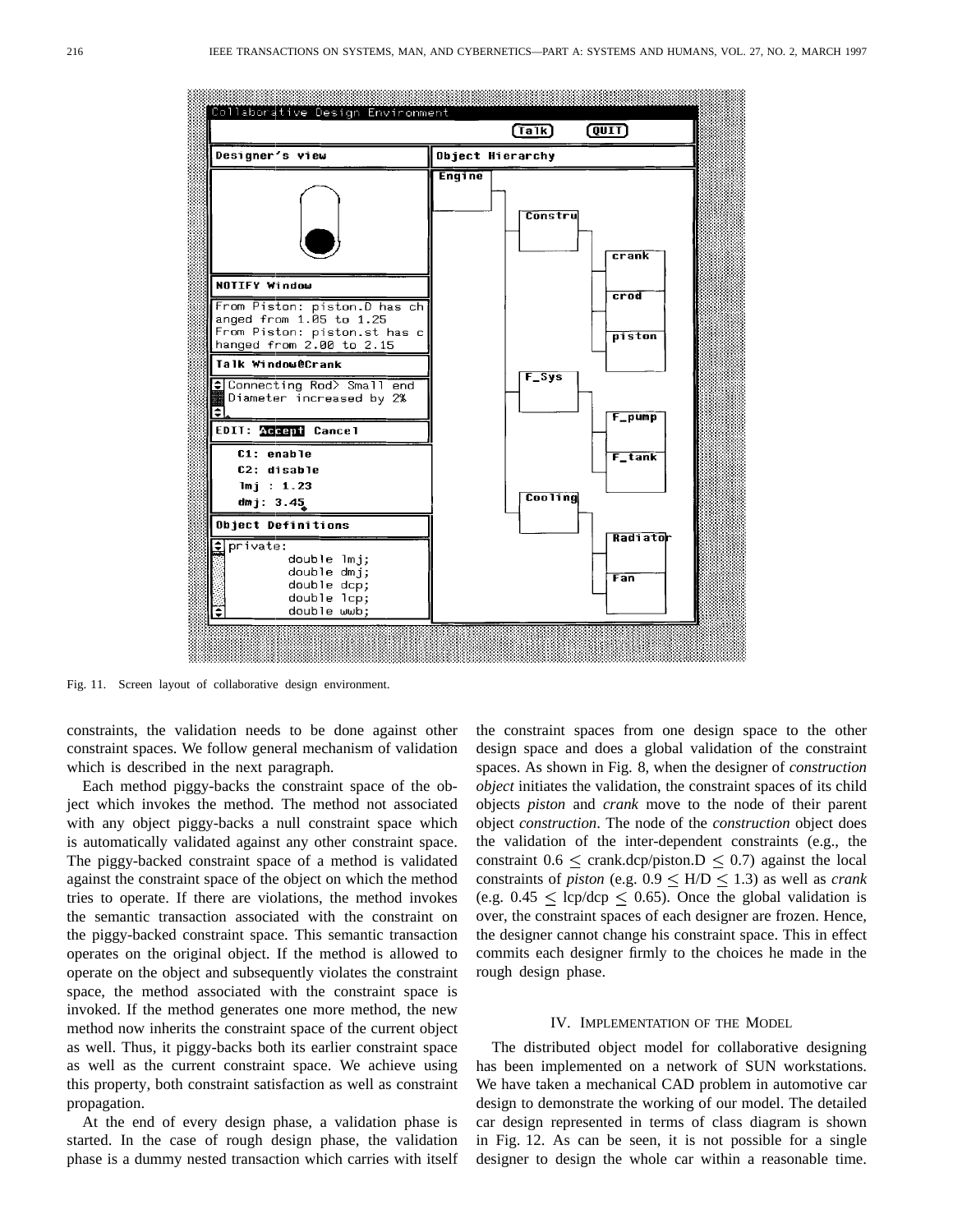Fig. 11. Screen layout of collaborative design environment.

constraints, the validation needs to be done against other constraint spaces. We follow general mechanism of validation which is described in the next paragraph.

Each method piggy-backs the constraint space of the object which invokes the method. The method not associated with any object piggy-backs a null constraint space which is automatically validated against any other constraint space. The piggy-backed constraint space of a method is validated against the constraint space of the object on which the method tries to operate. If there are violations, the method invokes the semantic transaction associated with the constraint on the piggy-backed constraint space. This semantic transaction operates on the original object. If the method is allowed to operate on the object and subsequently violates the constraint space, the method associated with the constraint space is invoked. If the method generates one more method, the new method now inherits the constraint space of the current object as well. Thus, it piggy-backs both its earlier constraint space as well as the current constraint space. We achieve using this property, both constraint satisfaction as well as constraint propagation.

At the end of every design phase, a validation phase is started. In the case of rough design phase, the validation phase is a dummy nested transaction which carries with itself the constraint spaces from one design space to the other design space and does a global validation of the constraint spaces. As shown in Fig. 8, when the designer of *construction object* initiates the validation, the constraint spaces of its child objects *piston* and *crank* move to the node of their parent object *construction*. The node of the *construction* object does the validation of the inter-dependent constraints (e.g., the constraint $0.6 \leq$ crank.dcp/piston.D $\leq 0.7$) against the local constraints of *piston* (e.g. $0.9 \leq$ H/D $\leq 1.3$) as well as *crank* (e.g. $0.45 \leq$ lcp/dcp $\leq 0.65$). Once the global validation is over, the constraint spaces of each designer are frozen. Hence, the designer cannot change his constraint space. This in effect commits each designer firmly to the choices he made in the rough design phase.

## IV. Implementation of the Model

The distributed object model for collaborative designing has been implemented on a network of SUN workstations. We have taken a mechanical CAD problem in automotive car design to demonstrate the working of our model. The detailed car design represented in terms of class diagram is shown in Fig. 12. As can be seen, it is not possible for a single designer to design the whole car within a reasonable time.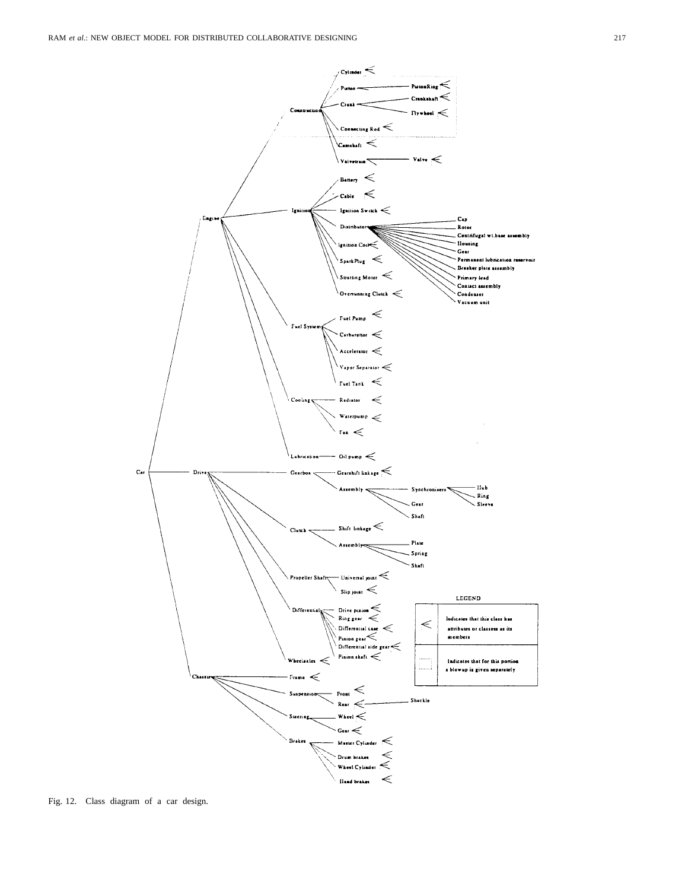Fig. 12. Class diagram of a car design.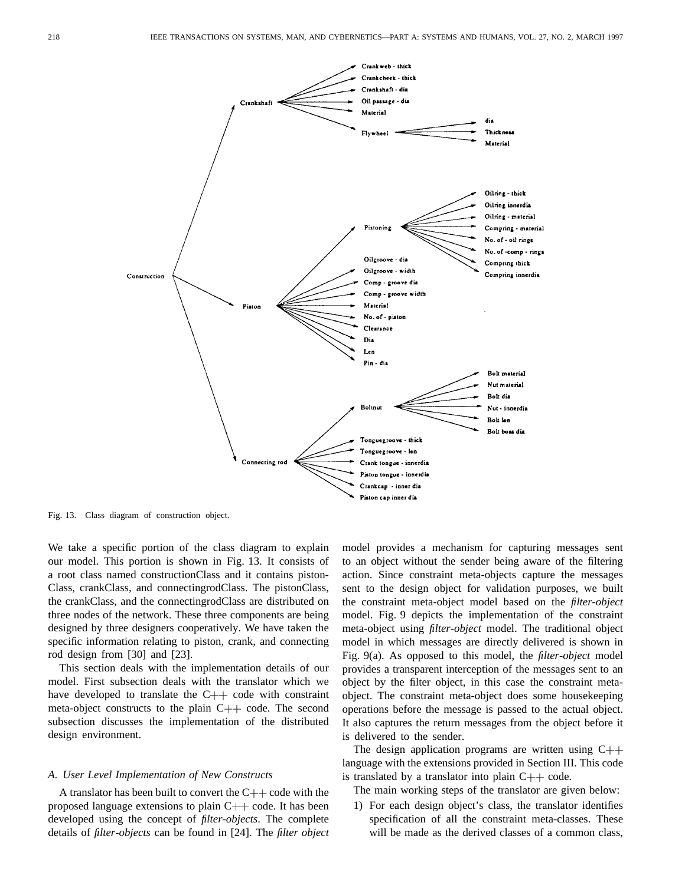Fig. 13. Class diagram of construction object.

We take a specific portion of the class diagram to explain our model. This portion is shown in Fig. 13. It consists of a root class named constructionClass and it contains pistonClass, crankClass, and connectingrodClass. The pistonClass, the crankClass, and the connectingrodClass are distributed on three nodes of the network. These three components are being designed by three designers cooperatively. We have taken the specific information relating to piston, crank, and connecting rod design from [30] and [23].

This section deals with the implementation details of our model. First subsection deals with the translator which we have developed to translate the C++ code with constraint meta-object constructs to the plain C++ code. The second subsection discusses the implementation of the distributed design environment.

### *A. User Level Implementation of New Constructs*

A translator has been built to convert the C++ code with the proposed language extensions to plain C++ code. It has been developed using the concept of *filter-objects*. The complete details of *filter-objects* can be found in [24]. The *filter object* model provides a mechanism for capturing messages sent to an object without the sender being aware of the filtering action. Since constraint meta-objects capture the messages sent to the design object for validation purposes, we built the constraint meta-object model based on the *filter-object* model. Fig. 9 depicts the implementation of the constraint meta-object using *filter-object* model. The traditional object model in which messages are directly delivered is shown in Fig. 9(a). As opposed to this model, the *filter-object* model provides a transparent interception of the messages sent to an object by the filter object, in this case the constraint meta-object. The constraint meta-object does some housekeeping operations before the message is passed to the actual object. It also captures the return messages from the object before it is delivered to the sender.

The design application programs are written using C++ language with the extensions provided in Section III. This code is translated by a translator into plain C++ code.

The main working steps of the translator are given below:

1) For each design object's class, the translator identifies specification of all the constraint meta-classes. These will be made as the derived classes of a common class,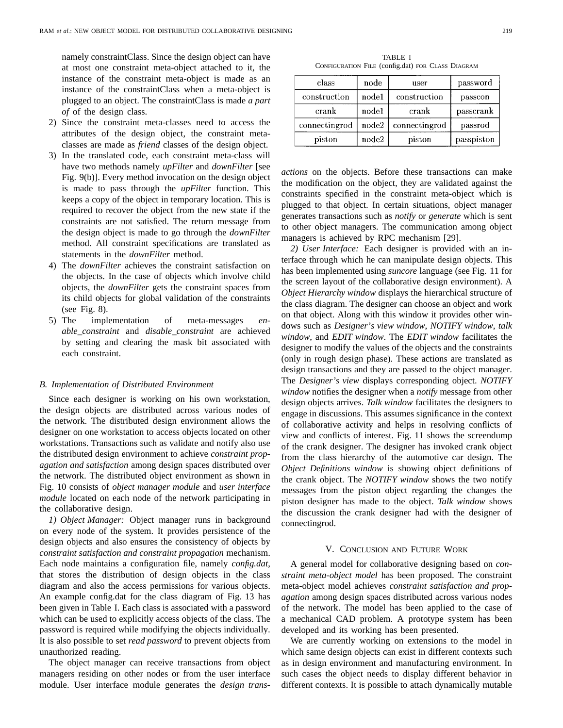namely constraintClass. Since the design object can have at most one constraint meta-object attached to it, the instance of the constraint meta-object is made as an instance of the constraintClass when a meta-object is plugged to an object. The constraintClass is made *a part of* of the design class.

2) Since the constraint meta-classes need to access the attributes of the design object, the constraint meta-classes are made as *friend* classes of the design object.
3) In the translated code, each constraint meta-class will have two methods namely *upFilter* and *downFilter* [see Fig. 9(b)]. Every method invocation on the design object is made to pass through the *upFilter* function. This keeps a copy of the object in temporary location. This is required to recover the object from the new state if the constraints are not satisfied. The return message from the design object is made to go through the *downFilter* method. All constraint specifications are translated as statements in the *downFilter* method.
4) The *downFilter* achieves the constraint satisfaction on the objects. In the case of objects which involve child objects, the *downFilter* gets the constraint spaces from its child objects for global validation of the constraints (see Fig. 8).
5) The implementation of meta-messages *enable_constraint* and *disable_constraint* are achieved by setting and clearing the mask bit associated with each constraint.

### B. Implementation of Distributed Environment

Since each designer is working on his own workstation, the design objects are distributed across various nodes of the network. The distributed design environment allows the designer on one workstation to access objects located on other workstations. Transactions such as validate and notify also use the distributed design environment to achieve *constraint propagation and satisfaction* among design spaces distributed over the network. The distributed object environment as shown in Fig. 10 consists of *object manager module* and *user interface module* located on each node of the network participating in the collaborative design.

*1) Object Manager:* Object manager runs in background on every node of the system. It provides persistence of the design objects and also ensures the consistency of objects by *constraint satisfaction and constraint propagation* mechanism. Each node maintains a configuration file, namely *config.dat*, that stores the distribution of design objects in the class diagram and also the access permissions for various objects. An example config.dat for the class diagram of Fig. 13 has been given in Table I. Each class is associated with a password which can be used to explicitly access objects of the class. The password is required while modifying the objects individually. It is also possible to set *read password* to prevent objects from unauthorized reading.

The object manager can receive transactions from object managers residing on other nodes or from the user interface module. User interface module generates the *design transactions* on the objects. Before these transactions can make the modification on the object, they are validated against the constraints specified in the constraint meta-object which is plugged to that object. In certain situations, object manager generates transactions such as *notify* or *generate* which is sent to other object managers. The communication among object managers is achieved by RPC mechanism [29].

TABLE I
CONFIGURATION FILE (config.dat) FOR CLASS DIAGRAM

| class | node | user | password |
|---|---|---|---|
| construction | node1 | construction | passcon |
| crank | node1 | crank | passcrank |
| connectingrod | node2 | connectingrod | passrod |
| piston | node2 | piston | passpiston |

*2) User Interface:* Each designer is provided with an interface through which he can manipulate design objects. This has been implemented using *suncore* language (see Fig. 11 for the screen layout of the collaborative design environment). A *Object Hierarchy window* displays the hierarchical structure of the class diagram. The designer can choose an object and work on that object. Along with this window it provides other windows such as *Designer's view window*, *NOTIFY window*, *talk window*, and *EDIT window*. The *EDIT window* facilitates the designer to modify the values of the objects and the constraints (only in rough design phase). These actions are translated as design transactions and they are passed to the object manager. The *Designer's view* displays corresponding object. *NOTIFY window* notifies the designer when a *notify* message from other design objects arrives. *Talk window* facilitates the designers to engage in discussions. This assumes significance in the context of collaborative activity and helps in resolving conflicts of view and conflicts of interest. Fig. 11 shows the screendump of the crank designer. The designer has invoked crank object from the class hierarchy of the automotive car design. The *Object Definitions window* is showing object definitions of the crank object. The *NOTIFY window* shows the two notify messages from the piston object regarding the changes the piston designer has made to the object. *Talk window* shows the discussion the crank designer had with the designer of connectingrod.

## V. CONCLUSION AND FUTURE WORK

A general model for collaborative designing based on *constraint meta-object model* has been proposed. The constraint meta-object model achieves *constraint satisfaction and propagation* among design spaces distributed across various nodes of the network. The model has been applied to the case of a mechanical CAD problem. A prototype system has been developed and its working has been presented.

We are currently working on extensions to the model in which same design objects can exist in different contexts such as in design environment and manufacturing environment. In such cases the object needs to display different behavior in different contexts. It is possible to attach dynamically mutable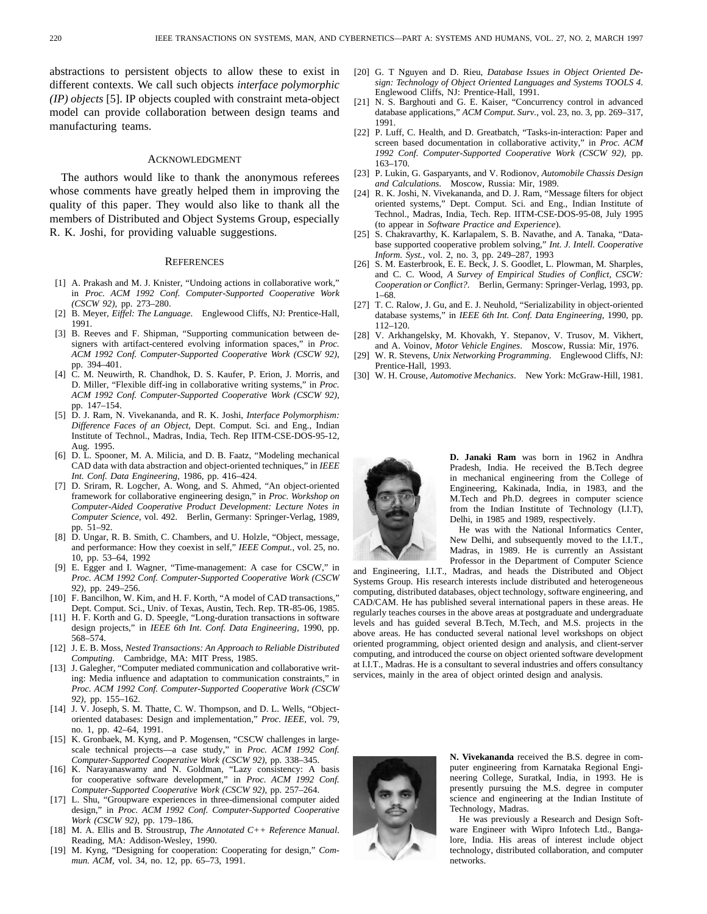abstractions to persistent objects to allow these to exist in different contexts. We call such objects *interface polymorphic (IP) objects* [5]. IP objects coupled with constraint meta-object model can provide collaboration between design teams and manufacturing teams.

## Acknowledgment

The authors would like to thank the anonymous referees whose comments have greatly helped them in improving the quality of this paper. They would also like to thank all the members of Distributed and Object Systems Group, especially R. K. Joshi, for providing valuable suggestions.

## References

[1] A. Prakash and M. J. Knister, "Undoing actions in collaborative work," in *Proc. ACM 1992 Conf. Computer-Supported Cooperative Work (CSCW 92)*, pp. 273–280.

[2] B. Meyer, *Eiffel: The Language*. Englewood Cliffs, NJ: Prentice-Hall, 1991.

[3] B. Reeves and F. Shipman, "Supporting communication between designers with artifact-centered evolving information spaces," in *Proc. ACM 1992 Conf. Computer-Supported Cooperative Work (CSCW 92)*, pp. 394–401.

[4] C. M. Neuwirth, R. Chandhok, D. S. Kaufer, P. Erion, J. Morris, and D. Miller, "Flexible diff-ing in collaborative writing systems," in *Proc. ACM 1992 Conf. Computer-Supported Cooperative Work (CSCW 92)*, pp. 147–154.

[5] D. J. Ram, N. Vivekananda, and R. K. Joshi, *Interface Polymorphism: Difference Faces of an Object*, Dept. Comput. Sci. and Eng., Indian Institute of Technol., Madras, India, Tech. Rep IITM-CSE-DOS-95-12, Aug. 1995.

[6] D. L. Spooner, M. A. Milicia, and D. B. Faatz, "Modeling mechanical CAD data with data abstraction and object-oriented techniques," in *IEEE Int. Conf. Data Engineering*, 1986, pp. 416–424.

[7] D. Sriram, R. Logcher, A. Wong, and S. Ahmed, "An object-oriented framework for collaborative engineering design," in *Proc. Workshop on Computer-Aided Cooperative Product Development: Lecture Notes in Computer Science*, vol. 492. Berlin, Germany: Springer-Verlag, 1989, pp. 51–92.

[8] D. Ungar, R. B. Smith, C. Chambers, and U. Holzle, "Object, message, and performance: How they coexist in self," *IEEE Comput.*, vol. 25, no. 10, pp. 53–64, 1992

[9] E. Egger and I. Wagner, "Time-management: A case for CSCW," in *Proc. ACM 1992 Conf. Computer-Supported Cooperative Work (CSCW 92)*, pp. 249–256.

[10] F. Bancilhon, W. Kim, and H. F. Korth, "A model of CAD transactions," Dept. Comput. Sci., Univ. of Texas, Austin, Tech. Rep. TR-85-06, 1985.

[11] H. F. Korth and G. D. Speegle, "Long-duration transactions in software design projects," in *IEEE 6th Int. Conf. Data Engineering*, 1990, pp. 568–574.

[12] J. E. B. Moss, *Nested Transactions: An Approach to Reliable Distributed Computing*. Cambridge, MA: MIT Press, 1985.

[13] J. Galegher, "Computer mediated communication and collaborative writing: Media influence and adaptation to communication constraints," in *Proc. ACM 1992 Conf. Computer-Supported Cooperative Work (CSCW 92)*, pp. 155–162.

[14] J. V. Joseph, S. M. Thatte, C. W. Thompson, and D. L. Wells, "Object-oriented databases: Design and implementation," *Proc. IEEE*, vol. 79, no. 1, pp. 42–64, 1991.

[15] K. Gronbaek, M. Kyng, and P. Mogensen, "CSCW challenges in large-scale technical projects—a case study," in *Proc. ACM 1992 Conf. Computer-Supported Cooperative Work (CSCW 92)*, pp. 338–345.

[16] K. Narayanaswamy and N. Goldman, "Lazy consistency: A basis for cooperative software development," in *Proc. ACM 1992 Conf. Computer-Supported Cooperative Work (CSCW 92)*, pp. 257–264.

[17] L. Shu, "Groupware experiences in three-dimensional computer aided design," in *Proc. ACM 1992 Conf. Computer-Supported Cooperative Work (CSCW 92)*, pp. 179–186.

[18] M. A. Ellis and B. Stroustrup, *The Annotated C++ Reference Manual*. Reading, MA: Addison-Wesley, 1990.

[19] M. Kyng, "Designing for cooperation: Cooperating for design," *Commun. ACM*, vol. 34, no. 12, pp. 65–73, 1991.

[20] G. T Nguyen and D. Rieu, *Database Issues in Object Oriented Design: Technology of Object Oriented Languages and Systems TOOLS 4*. Englewood Cliffs, NJ: Prentice-Hall, 1991.

[21] N. S. Barghouti and G. E. Kaiser, "Concurrency control in advanced database applications," *ACM Comput. Surv.*, vol. 23, no. 3, pp. 269–317, 1991.

[22] P. Luff, C. Health, and D. Greatbatch, "Tasks-in-interaction: Paper and screen based documentation in collaborative activity," in *Proc. ACM 1992 Conf. Computer-Supported Cooperative Work (CSCW 92)*, pp. 163–170.

[23] P. Lukin, G. Gasparyants, and V. Rodionov, *Automobile Chassis Design and Calculations*. Moscow, Russia: Mir, 1989.

[24] R. K. Joshi, N. Vivekananda, and D. J. Ram, "Message filters for object oriented systems," Dept. Comput. Sci. and Eng., Indian Institute of Technol., Madras, India, Tech. Rep. IITM-CSE-DOS-95-08, July 1995 (to appear in *Software Practice and Experience*).

[25] S. Chakravarthy, K. Karlapalem, S. B. Navathe, and A. Tanaka, "Database supported cooperative problem solving," *Int. J. Intell. Cooperative Inform. Syst.*, vol. 2, no. 3, pp. 249–287, 1993

[26] S. M. Easterbrook, E. E. Beck, J. S. Goodlet, L. Plowman, M. Sharples, and C. C. Wood, *A Survey of Empirical Studies of Conflict, CSCW: Cooperation or Conflict?*. Berlin, Germany: Springer-Verlag, 1993, pp. 1–68.

[27] T. C. Ralow, J. Gu, and E. J. Neuhold, "Serializability in object-oriented database systems," in *IEEE 6th Int. Conf. Data Engineering*, 1990, pp. 112–120.

[28] V. Arkhangelsky, M. Khovakh, Y. Stepanov, V. Trusov, M. Vikhert, and A. Voinov, *Motor Vehicle Engines*. Moscow, Russia: Mir, 1976.

[29] W. R. Stevens, *Unix Networking Programming*. Englewood Cliffs, NJ: Prentice-Hall, 1993.

[30] W. H. Crouse, *Automotive Mechanics*. New York: McGraw-Hill, 1981.

**D. Janaki Ram** was born in 1962 in Andhra Pradesh, India. He received the B.Tech degree in mechanical engineering from the College of Engineering, Kakinada, India, in 1983, and the M.Tech and Ph.D. degrees in computer science from the Indian Institute of Technology (I.I.T), Delhi, in 1985 and 1989, respectively.

He was with the National Informatics Center, New Delhi, and subsequently moved to the I.I.T., Madras, in 1989. He is currently an Assistant Professor in the Department of Computer Science and Engineering, I.I.T., Madras, and heads the Distributed and Object Systems Group. His research interests include distributed and heterogeneous computing, distributed databases, object technology, software engineering, and CAD/CAM. He has published several international papers in these areas. He regularly teaches courses in the above areas at postgraduate and undergraduate levels and has guided several B.Tech, M.Tech, and M.S. projects in the above areas. He has conducted several national level workshops on object oriented programming, object oriented design and analysis, and client-server computing, and introduced the course on object oriented software development at I.I.T., Madras. He is a consultant to several industries and offers consultancy services, mainly in the area of object orinted design and analysis.

**N. Vivekananda** received the B.S. degree in computer engineering from Karnataka Regional Engineering College, Suratkal, India, in 1993. He is presently pursuing the M.S. degree in computer science and engineering at the Indian Institute of Technology, Madras.

He was previously a Research and Design Software Engineer with Wipro Infotech Ltd., Bangalore, India. His areas of interest include object technology, distributed collaboration, and computer networks.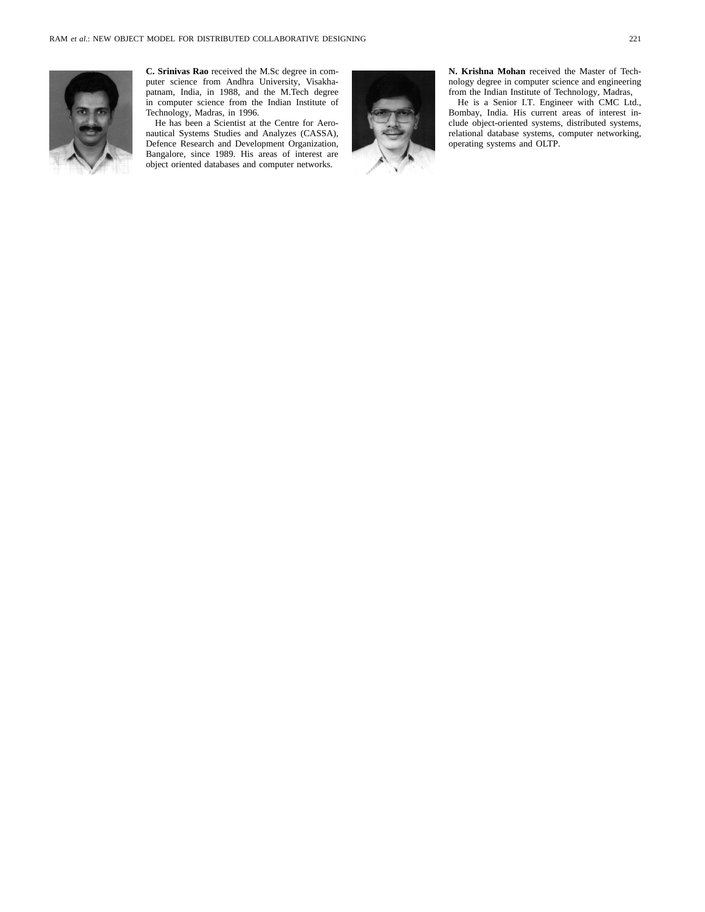**C. Srinivas Rao** received the M.Sc degree in computer science from Andhra University, Visakhapatnam, India, in 1988, and the M.Tech degree in computer science from the Indian Institute of Technology, Madras, in 1996.

He has been a Scientist at the Centre for Aeronautical Systems Studies and Analyzes (CASSA), Defence Research and Development Organization, Bangalore, since 1989. His areas of interest are object oriented databases and computer networks.

**N. Krishna Mohan** received the Master of Technology degree in computer science and engineering from the Indian Institute of Technology, Madras,

He is a Senior I.T. Engineer with CMC Ltd., Bombay, India. His current areas of interest include object-oriented systems, distributed systems, relational database systems, computer networking, operating systems and OLTP.